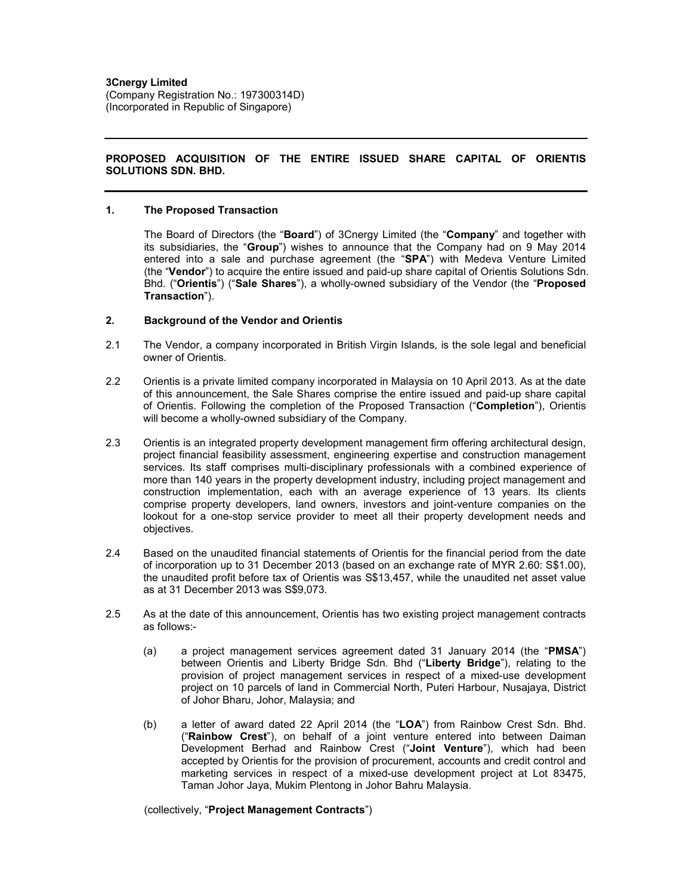**3Cnergy Limited**
(Company Registration No.: 197300314D)
(Incorporated in Republic of Singapore)

---

**PROPOSED ACQUISITION OF THE ENTIRE ISSUED SHARE CAPITAL OF ORIENTIS SOLUTIONS SDN. BHD.**

---

## 1. The Proposed Transaction

The Board of Directors (the "**Board**") of 3Cnergy Limited (the "**Company**" and together with its subsidiaries, the "**Group**") wishes to announce that the Company had on 9 May 2014 entered into a sale and purchase agreement (the "**SPA**") with Medeva Venture Limited (the "**Vendor**") to acquire the entire issued and paid-up share capital of Orientis Solutions Sdn. Bhd. ("**Orientis**") ("**Sale Shares**"), a wholly-owned subsidiary of the Vendor (the "**Proposed Transaction**").

## 2. Background of the Vendor and Orientis

2.1 The Vendor, a company incorporated in British Virgin Islands, is the sole legal and beneficial owner of Orientis.

2.2 Orientis is a private limited company incorporated in Malaysia on 10 April 2013. As at the date of this announcement, the Sale Shares comprise the entire issued and paid-up share capital of Orientis. Following the completion of the Proposed Transaction ("**Completion**"), Orientis will become a wholly-owned subsidiary of the Company.

2.3 Orientis is an integrated property development management firm offering architectural design, project financial feasibility assessment, engineering expertise and construction management services. Its staff comprises multi-disciplinary professionals with a combined experience of more than 140 years in the property development industry, including project management and construction implementation, each with an average experience of 13 years. Its clients comprise property developers, land owners, investors and joint-venture companies on the lookout for a one-stop service provider to meet all their property development needs and objectives.

2.4 Based on the unaudited financial statements of Orientis for the financial period from the date of incorporation up to 31 December 2013 (based on an exchange rate of MYR 2.60: S$1.00), the unaudited profit before tax of Orientis was S$13,457, while the unaudited net asset value as at 31 December 2013 was S$9,073.

2.5 As at the date of this announcement, Orientis has two existing project management contracts as follows:-

(a) a project management services agreement dated 31 January 2014 (the "**PMSA**") between Orientis and Liberty Bridge Sdn. Bhd ("**Liberty Bridge**"), relating to the provision of project management services in respect of a mixed-use development project on 10 parcels of land in Commercial North, Puteri Harbour, Nusajaya, District of Johor Bharu, Johor, Malaysia; and

(b) a letter of award dated 22 April 2014 (the "**LOA**") from Rainbow Crest Sdn. Bhd. ("**Rainbow Crest**"), on behalf of a joint venture entered into between Daiman Development Berhad and Rainbow Crest ("**Joint Venture**"), which had been accepted by Orientis for the provision of procurement, accounts and credit control and marketing services in respect of a mixed-use development project at Lot 83475, Taman Johor Jaya, Mukim Plentong in Johor Bahru Malaysia.

(collectively, "**Project Management Contracts**")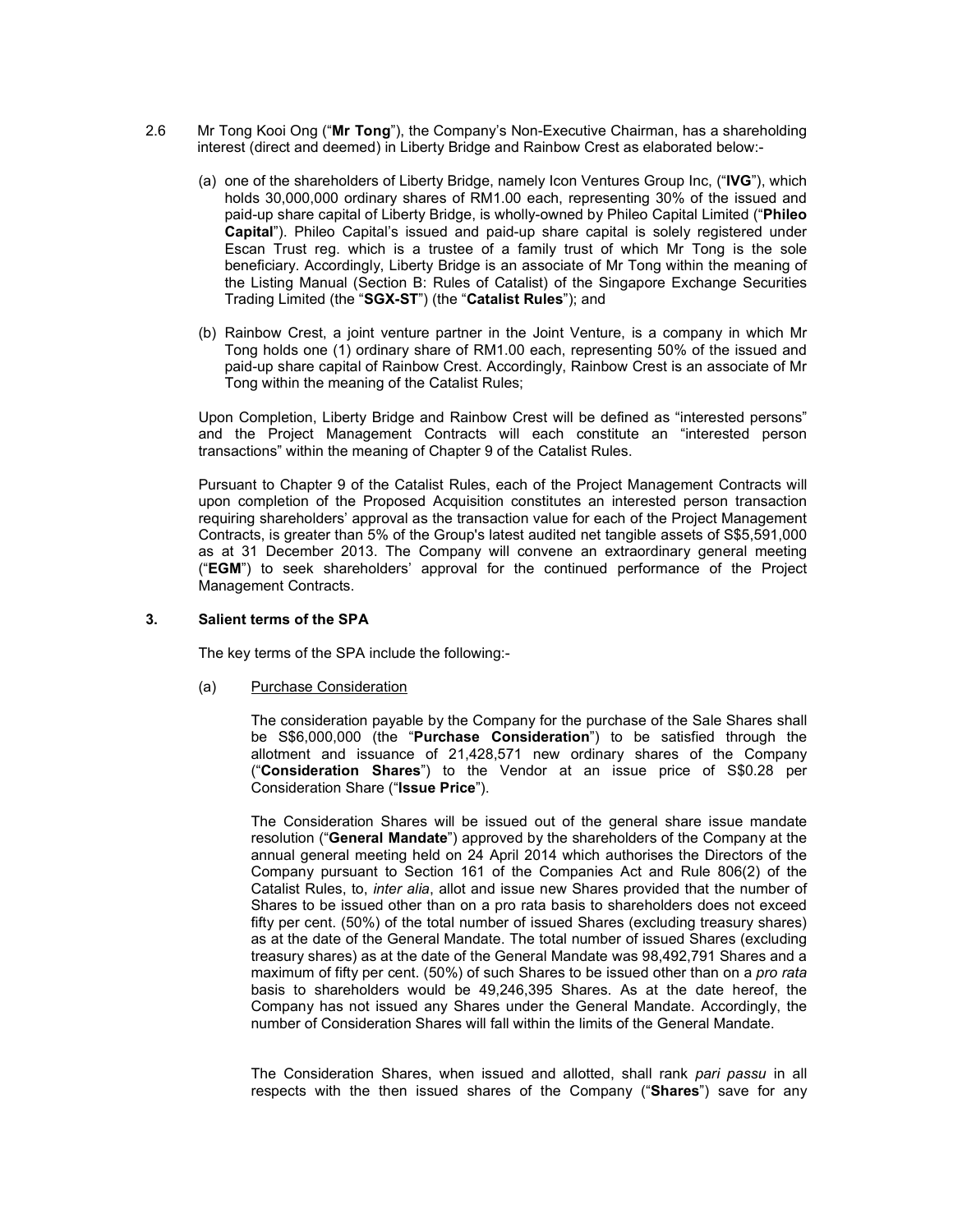2.6 Mr Tong Kooi Ong ("**Mr Tong**"), the Company's Non-Executive Chairman, has a shareholding interest (direct and deemed) in Liberty Bridge and Rainbow Crest as elaborated below:-

(a) one of the shareholders of Liberty Bridge, namely Icon Ventures Group Inc, ("**IVG**"), which holds 30,000,000 ordinary shares of RM1.00 each, representing 30% of the issued and paid-up share capital of Liberty Bridge, is wholly-owned by Phileo Capital Limited ("**Phileo Capital**"). Phileo Capital's issued and paid-up share capital is solely registered under Escan Trust reg. which is a trustee of a family trust of which Mr Tong is the sole beneficiary. Accordingly, Liberty Bridge is an associate of Mr Tong within the meaning of the Listing Manual (Section B: Rules of Catalist) of the Singapore Exchange Securities Trading Limited (the "**SGX-ST**") (the "**Catalist Rules**"); and

(b) Rainbow Crest, a joint venture partner in the Joint Venture, is a company in which Mr Tong holds one (1) ordinary share of RM1.00 each, representing 50% of the issued and paid-up share capital of Rainbow Crest. Accordingly, Rainbow Crest is an associate of Mr Tong within the meaning of the Catalist Rules;

Upon Completion, Liberty Bridge and Rainbow Crest will be defined as "interested persons" and the Project Management Contracts will each constitute an "interested person transactions" within the meaning of Chapter 9 of the Catalist Rules.

Pursuant to Chapter 9 of the Catalist Rules, each of the Project Management Contracts will upon completion of the Proposed Acquisition constitutes an interested person transaction requiring shareholders' approval as the transaction value for each of the Project Management Contracts, is greater than 5% of the Group's latest audited net tangible assets of S$5,591,000 as at 31 December 2013. The Company will convene an extraordinary general meeting ("**EGM**") to seek shareholders' approval for the continued performance of the Project Management Contracts.

### 3. Salient terms of the SPA

The key terms of the SPA include the following:-

(a) <u>Purchase Consideration</u>

The consideration payable by the Company for the purchase of the Sale Shares shall be S$6,000,000 (the "**Purchase Consideration**") to be satisfied through the allotment and issuance of 21,428,571 new ordinary shares of the Company ("**Consideration Shares**") to the Vendor at an issue price of S$0.28 per Consideration Share ("**Issue Price**").

The Consideration Shares will be issued out of the general share issue mandate resolution ("**General Mandate**") approved by the shareholders of the Company at the annual general meeting held on 24 April 2014 which authorises the Directors of the Company pursuant to Section 161 of the Companies Act and Rule 806(2) of the Catalist Rules, to, *inter alia*, allot and issue new Shares provided that the number of Shares to be issued other than on a pro rata basis to shareholders does not exceed fifty per cent. (50%) of the total number of issued Shares (excluding treasury shares) as at the date of the General Mandate. The total number of issued Shares (excluding treasury shares) as at the date of the General Mandate was 98,492,791 Shares and a maximum of fifty per cent. (50%) of such Shares to be issued other than on a *pro rata* basis to shareholders would be 49,246,395 Shares. As at the date hereof, the Company has not issued any Shares under the General Mandate. Accordingly, the number of Consideration Shares will fall within the limits of the General Mandate.

The Consideration Shares, when issued and allotted, shall rank *pari passu* in all respects with the then issued shares of the Company ("**Shares**") save for any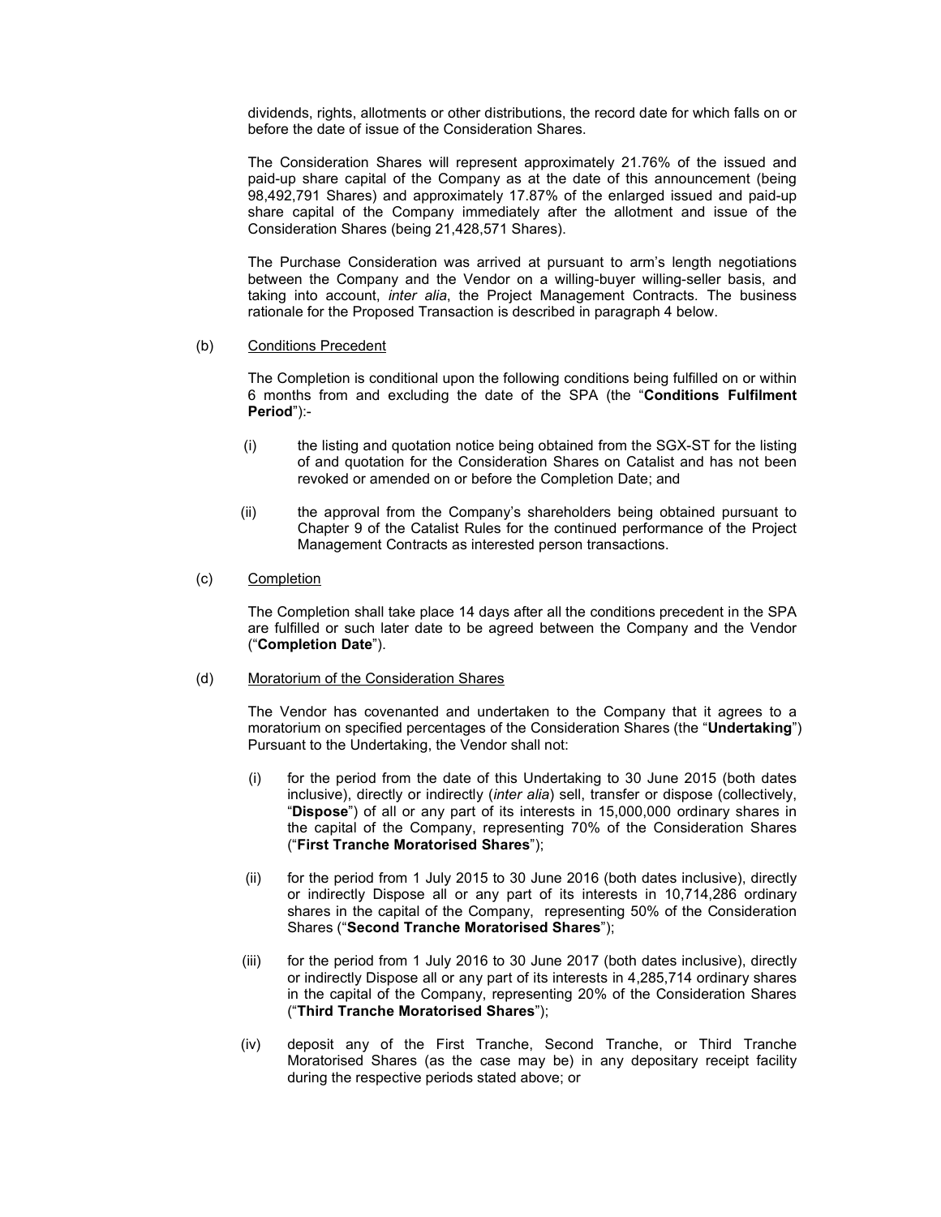dividends, rights, allotments or other distributions, the record date for which falls on or before the date of issue of the Consideration Shares.

The Consideration Shares will represent approximately 21.76% of the issued and paid-up share capital of the Company as at the date of this announcement (being 98,492,791 Shares) and approximately 17.87% of the enlarged issued and paid-up share capital of the Company immediately after the allotment and issue of the Consideration Shares (being 21,428,571 Shares).

The Purchase Consideration was arrived at pursuant to arm's length negotiations between the Company and the Vendor on a willing-buyer willing-seller basis, and taking into account, *inter alia*, the Project Management Contracts. The business rationale for the Proposed Transaction is described in paragraph 4 below.

(b) Conditions Precedent

The Completion is conditional upon the following conditions being fulfilled on or within 6 months from and excluding the date of the SPA (the "**Conditions Fulfilment Period**"):-

(i) the listing and quotation notice being obtained from the SGX-ST for the listing of and quotation for the Consideration Shares on Catalist and has not been revoked or amended on or before the Completion Date; and

(ii) the approval from the Company's shareholders being obtained pursuant to Chapter 9 of the Catalist Rules for the continued performance of the Project Management Contracts as interested person transactions.

(c) Completion

The Completion shall take place 14 days after all the conditions precedent in the SPA are fulfilled or such later date to be agreed between the Company and the Vendor ("**Completion Date**").

(d) Moratorium of the Consideration Shares

The Vendor has covenanted and undertaken to the Company that it agrees to a moratorium on specified percentages of the Consideration Shares (the "**Undertaking**") Pursuant to the Undertaking, the Vendor shall not:

(i) for the period from the date of this Undertaking to 30 June 2015 (both dates inclusive), directly or indirectly (*inter alia*) sell, transfer or dispose (collectively, "**Dispose**") of all or any part of its interests in 15,000,000 ordinary shares in the capital of the Company, representing 70% of the Consideration Shares ("**First Tranche Moratorised Shares**");

(ii) for the period from 1 July 2015 to 30 June 2016 (both dates inclusive), directly or indirectly Dispose all or any part of its interests in 10,714,286 ordinary shares in the capital of the Company, representing 50% of the Consideration Shares ("**Second Tranche Moratorised Shares**");

(iii) for the period from 1 July 2016 to 30 June 2017 (both dates inclusive), directly or indirectly Dispose all or any part of its interests in 4,285,714 ordinary shares in the capital of the Company, representing 20% of the Consideration Shares ("**Third Tranche Moratorised Shares**");

(iv) deposit any of the First Tranche, Second Tranche, or Third Tranche Moratorised Shares (as the case may be) in any depositary receipt facility during the respective periods stated above; or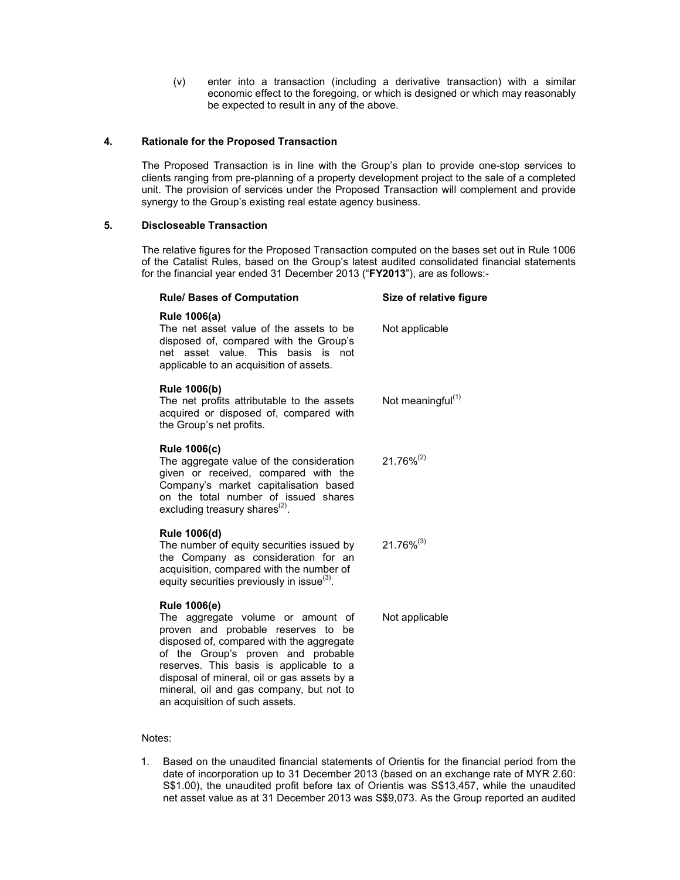(v) enter into a transaction (including a derivative transaction) with a similar economic effect to the foregoing, or which is designed or which may reasonably be expected to result in any of the above.

## 4. Rationale for the Proposed Transaction

The Proposed Transaction is in line with the Group's plan to provide one-stop services to clients ranging from pre-planning of a property development project to the sale of a completed unit. The provision of services under the Proposed Transaction will complement and provide synergy to the Group's existing real estate agency business.

## 5. Discloseable Transaction

The relative figures for the Proposed Transaction computed on the bases set out in Rule 1006 of the Catalist Rules, based on the Group's latest audited consolidated financial statements for the financial year ended 31 December 2013 ("**FY2013**"), are as follows:-

| Rule/ Bases of Computation | Size of relative figure |
|---|---|
| **Rule 1006(a)**<br>The net asset value of the assets to be disposed of, compared with the Group's net asset value. This basis is not applicable to an acquisition of assets. | Not applicable |
| **Rule 1006(b)**<br>The net profits attributable to the assets acquired or disposed of, compared with the Group's net profits. | Not meaningful[1] |
| **Rule 1006(c)**<br>The aggregate value of the consideration given or received, compared with the Company's market capitalisation based on the total number of issued shares excluding treasury shares[2]. | 21.76%[2] |
| **Rule 1006(d)**<br>The number of equity securities issued by the Company as consideration for an acquisition, compared with the number of equity securities previously in issue[3]. | 21.76%[3] |
| **Rule 1006(e)**<br>The aggregate volume or amount of proven and probable reserves to be disposed of, compared with the aggregate of the Group's proven and probable reserves. This basis is applicable to a disposal of mineral, oil or gas assets by a mineral, oil and gas company, but not to an acquisition of such assets. | Not applicable |

Notes:

1. Based on the unaudited financial statements of Orientis for the financial period from the date of incorporation up to 31 December 2013 (based on an exchange rate of MYR 2.60: S$1.00), the unaudited profit before tax of Orientis was S$13,457, while the unaudited net asset value as at 31 December 2013 was S$9,073. As the Group reported an audited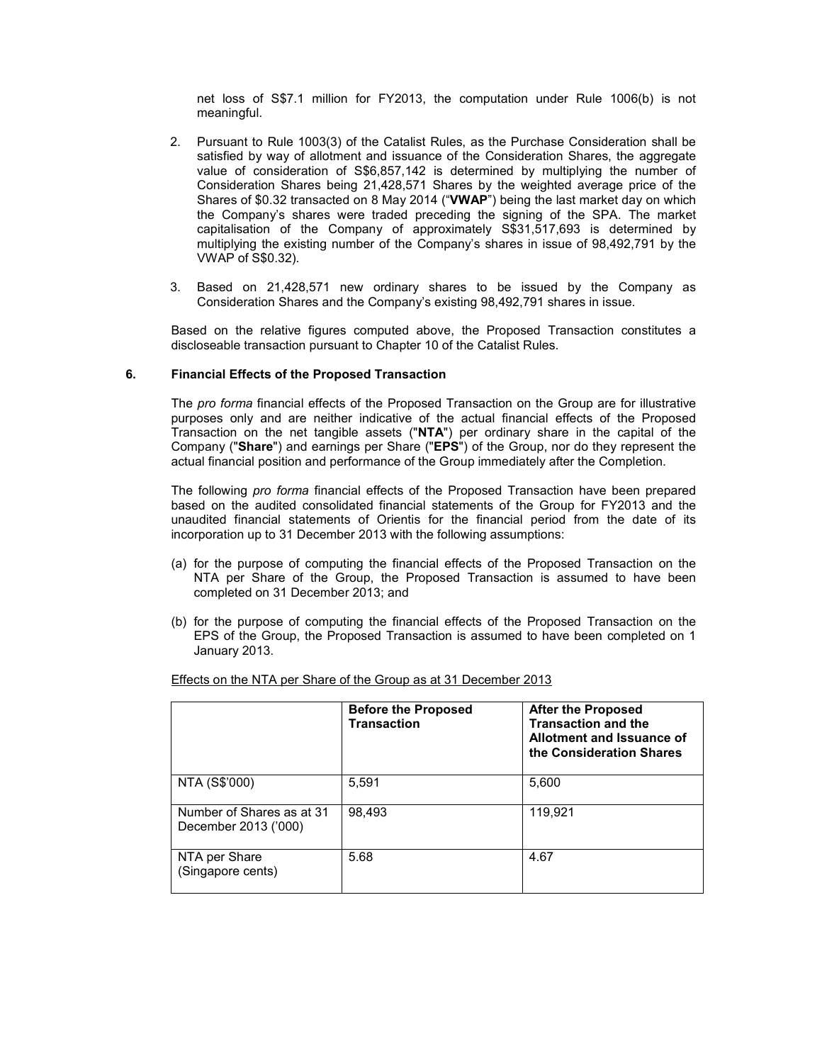net loss of S$7.1 million for FY2013, the computation under Rule 1006(b) is not meaningful.

2. Pursuant to Rule 1003(3) of the Catalist Rules, as the Purchase Consideration shall be satisfied by way of allotment and issuance of the Consideration Shares, the aggregate value of consideration of S$6,857,142 is determined by multiplying the number of Consideration Shares being 21,428,571 Shares by the weighted average price of the Shares of $0.32 transacted on 8 May 2014 ("**VWAP**") being the last market day on which the Company's shares were traded preceding the signing of the SPA. The market capitalisation of the Company of approximately S$31,517,693 is determined by multiplying the existing number of the Company's shares in issue of 98,492,791 by the VWAP of S$0.32).

3. Based on 21,428,571 new ordinary shares to be issued by the Company as Consideration Shares and the Company's existing 98,492,791 shares in issue.

Based on the relative figures computed above, the Proposed Transaction constitutes a discloseable transaction pursuant to Chapter 10 of the Catalist Rules.

## 6. Financial Effects of the Proposed Transaction

The *pro forma* financial effects of the Proposed Transaction on the Group are for illustrative purposes only and are neither indicative of the actual financial effects of the Proposed Transaction on the net tangible assets ("**NTA**") per ordinary share in the capital of the Company ("**Share**") and earnings per Share ("**EPS**") of the Group, nor do they represent the actual financial position and performance of the Group immediately after the Completion.

The following *pro forma* financial effects of the Proposed Transaction have been prepared based on the audited consolidated financial statements of the Group for FY2013 and the unaudited financial statements of Orientis for the financial period from the date of its incorporation up to 31 December 2013 with the following assumptions:

(a) for the purpose of computing the financial effects of the Proposed Transaction on the NTA per Share of the Group, the Proposed Transaction is assumed to have been completed on 31 December 2013; and

(b) for the purpose of computing the financial effects of the Proposed Transaction on the EPS of the Group, the Proposed Transaction is assumed to have been completed on 1 January 2013.

Effects on the NTA per Share of the Group as at 31 December 2013

| | **Before the Proposed Transaction** | **After the Proposed Transaction and the Allotment and Issuance of the Consideration Shares** |
|---|---|---|
| NTA (S$'000) | 5,591 | 5,600 |
| Number of Shares as at 31 December 2013 ('000) | 98,493 | 119,921 |
| NTA per Share (Singapore cents) | 5.68 | 4.67 |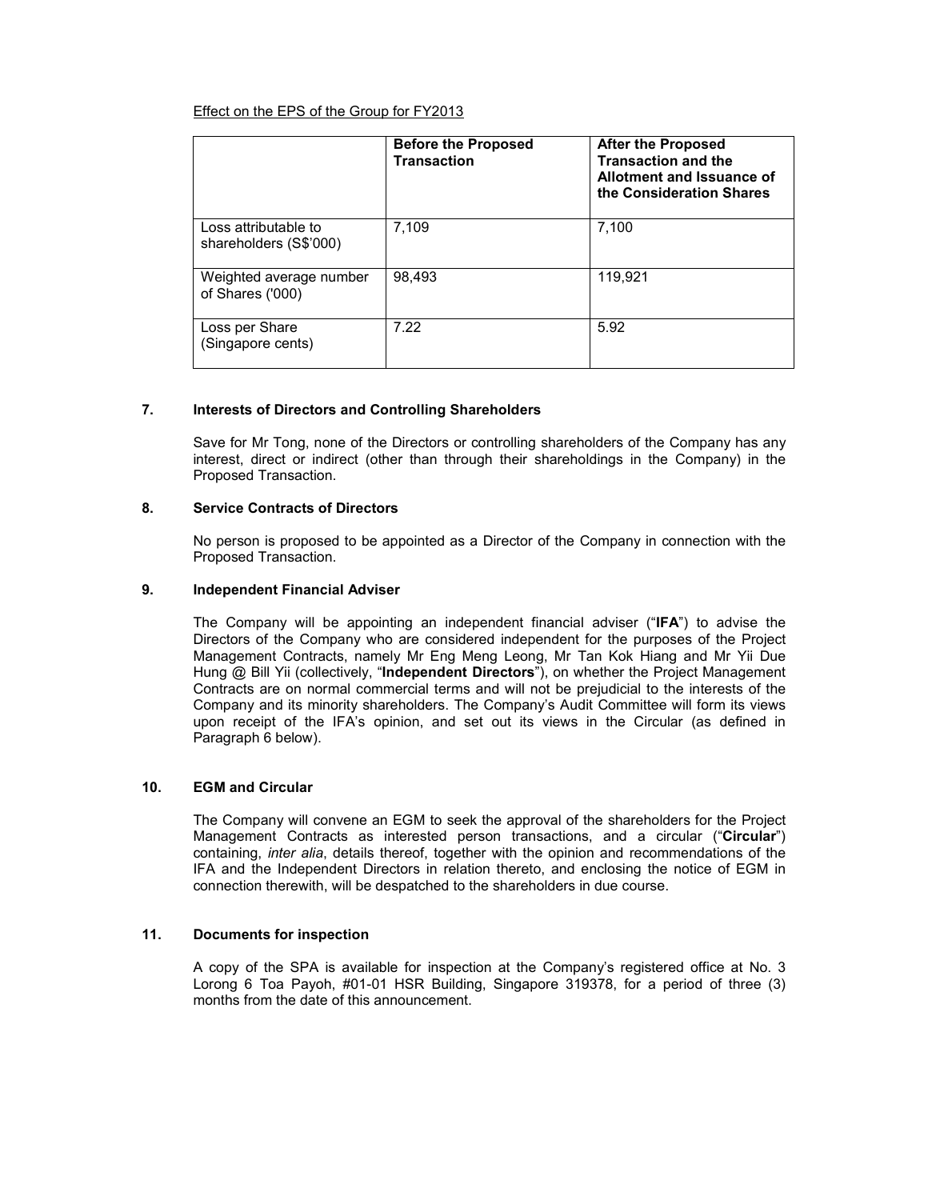Effect on the EPS of the Group for FY2013

| | Before the Proposed Transaction | After the Proposed Transaction and the Allotment and Issuance of the Consideration Shares |
|---|---|---|
| Loss attributable to shareholders (S$'000) | 7,109 | 7,100 |
| Weighted average number of Shares ('000) | 98,493 | 119,921 |
| Loss per Share (Singapore cents) | 7.22 | 5.92 |

### 7. Interests of Directors and Controlling Shareholders

Save for Mr Tong, none of the Directors or controlling shareholders of the Company has any interest, direct or indirect (other than through their shareholdings in the Company) in the Proposed Transaction.

### 8. Service Contracts of Directors

No person is proposed to be appointed as a Director of the Company in connection with the Proposed Transaction.

### 9. Independent Financial Adviser

The Company will be appointing an independent financial adviser ("**IFA**") to advise the Directors of the Company who are considered independent for the purposes of the Project Management Contracts, namely Mr Eng Meng Leong, Mr Tan Kok Hiang and Mr Yii Due Hung @ Bill Yii (collectively, "**Independent Directors**"), on whether the Project Management Contracts are on normal commercial terms and will not be prejudicial to the interests of the Company and its minority shareholders. The Company's Audit Committee will form its views upon receipt of the IFA's opinion, and set out its views in the Circular (as defined in Paragraph 6 below).

### 10. EGM and Circular

The Company will convene an EGM to seek the approval of the shareholders for the Project Management Contracts as interested person transactions, and a circular ("**Circular**") containing, *inter alia*, details thereof, together with the opinion and recommendations of the IFA and the Independent Directors in relation thereto, and enclosing the notice of EGM in connection therewith, will be despatched to the shareholders in due course.

### 11. Documents for inspection

A copy of the SPA is available for inspection at the Company's registered office at No. 3 Lorong 6 Toa Payoh, #01-01 HSR Building, Singapore 319378, for a period of three (3) months from the date of this announcement.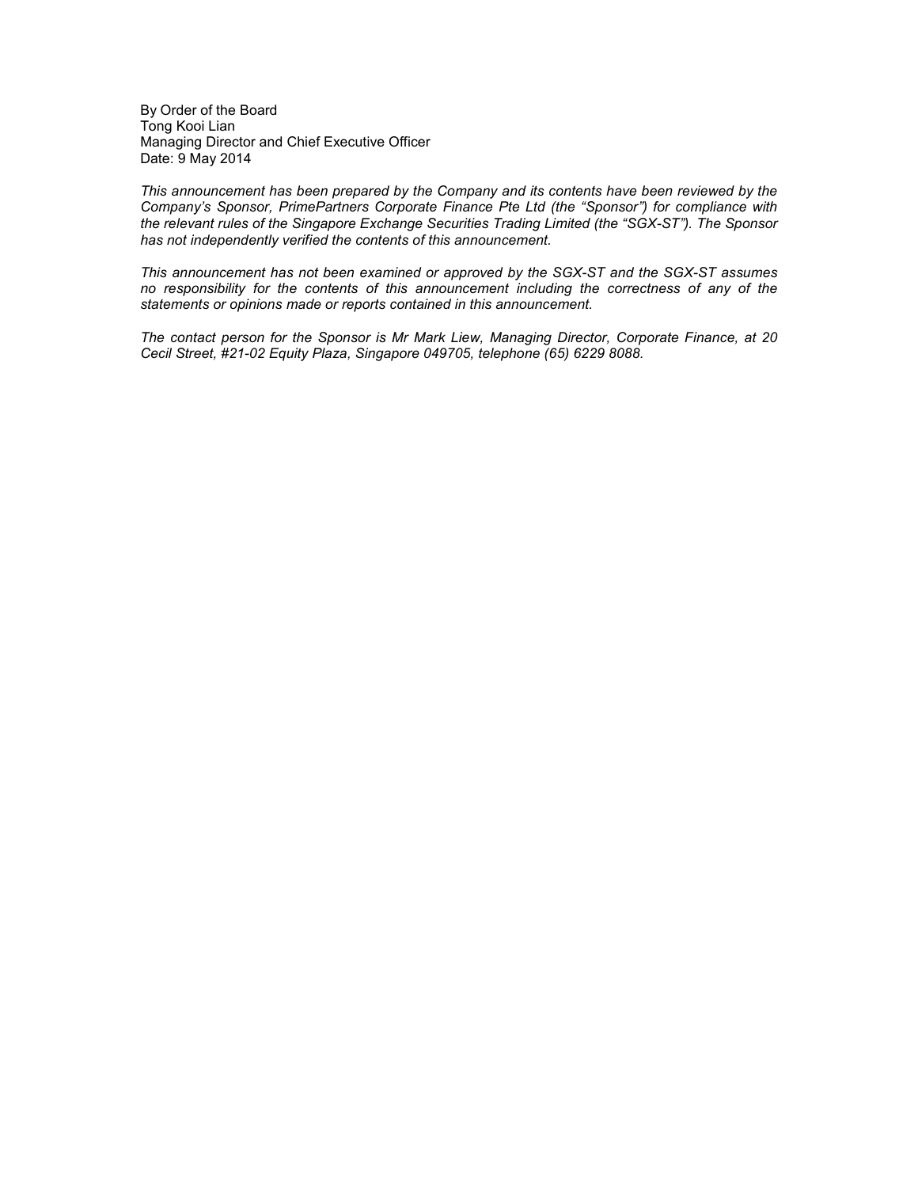By Order of the Board
Tong Kooi Lian
Managing Director and Chief Executive Officer
Date: 9 May 2014

*This announcement has been prepared by the Company and its contents have been reviewed by the Company's Sponsor, PrimePartners Corporate Finance Pte Ltd (the "Sponsor") for compliance with the relevant rules of the Singapore Exchange Securities Trading Limited (the "SGX-ST"). The Sponsor has not independently verified the contents of this announcement.*

*This announcement has not been examined or approved by the SGX-ST and the SGX-ST assumes no responsibility for the contents of this announcement including the correctness of any of the statements or opinions made or reports contained in this announcement.*

*The contact person for the Sponsor is Mr Mark Liew, Managing Director, Corporate Finance, at 20 Cecil Street, #21-02 Equity Plaza, Singapore 049705, telephone (65) 6229 8088.*